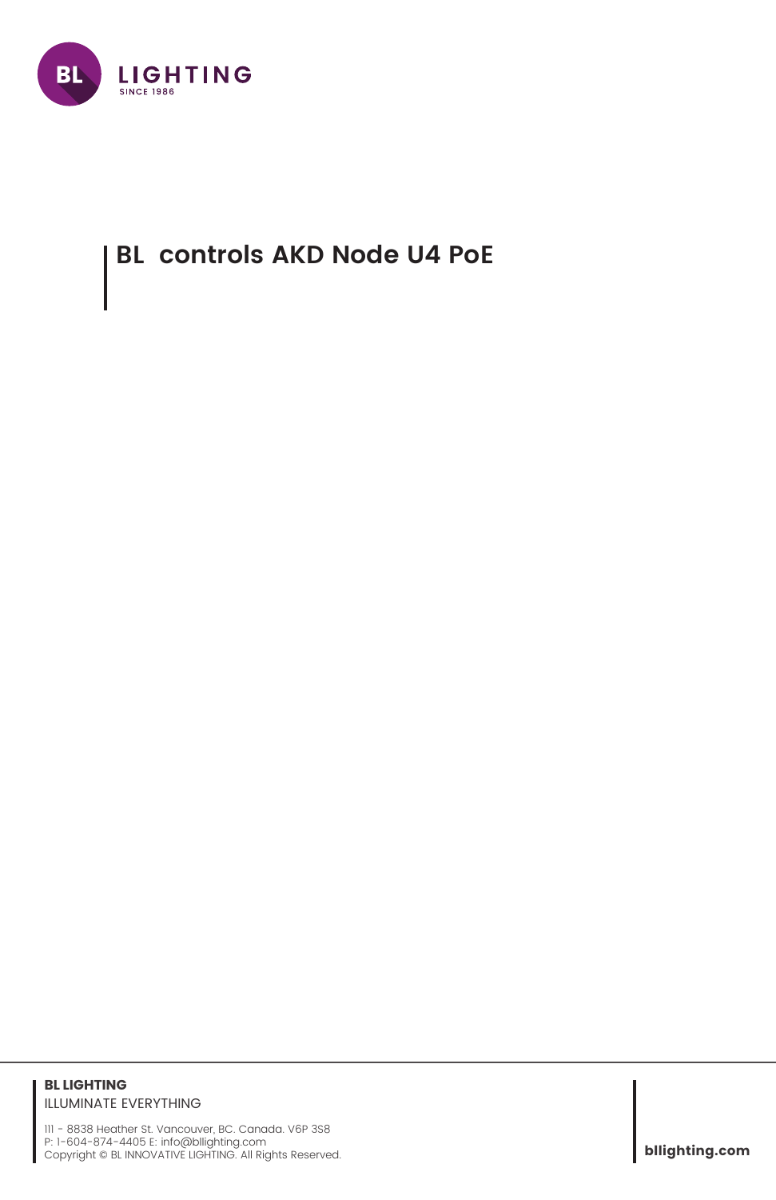# BL controls AKD Node U4 PoE

**BL LIGHTING**
ILLUMINATE EVERYTHING

111 - 8838 Heather St. Vancouver, BC. Canada. V6P 3S8
P: 1-604-874-4405 E: info@bllighting.com
Copyright © BL INNOVATIVE LIGHTING. All Rights Reserved.

**bllighting.com**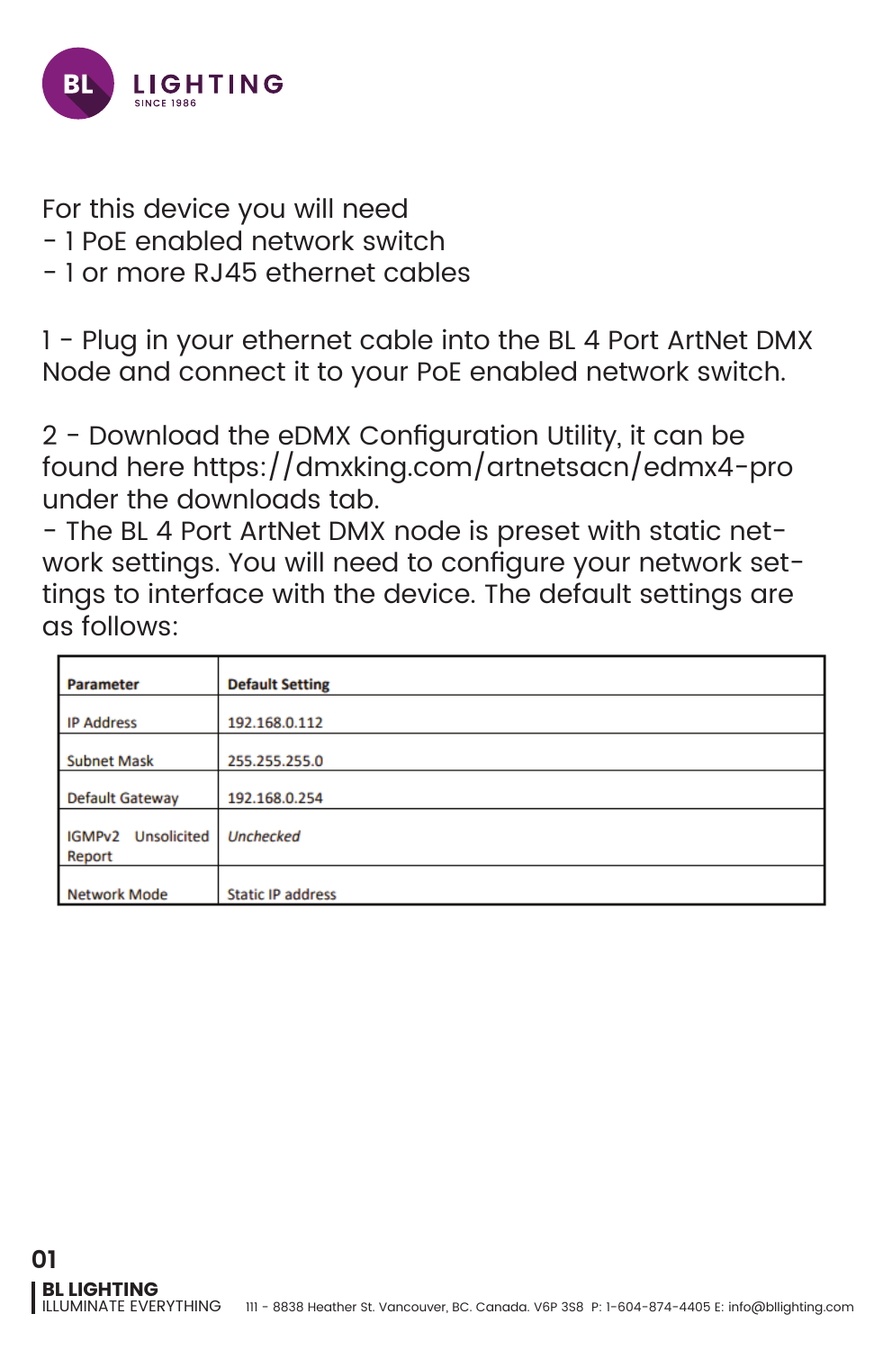For this device you will need
- 1 PoE enabled network switch
- 1 or more RJ45 ethernet cables

1 - Plug in your ethernet cable into the BL 4 Port ArtNet DMX Node and connect it to your PoE enabled network switch.

2 - Download the eDMX Configuration Utility, it can be found here https://dmxking.com/artnetsacn/edmx4-pro under the downloads tab.
- The BL 4 Port ArtNet DMX node is preset with static network settings. You will need to configure your network settings to interface with the device. The default settings are as follows:

| **Parameter** | **Default Setting** |
|---|---|
| IP Address | 192.168.0.112 |
| Subnet Mask | 255.255.255.0 |
| Default Gateway | 192.168.0.254 |
| IGMPv2 Unsolicited Report | *Unchecked* |
| Network Mode | Static IP address |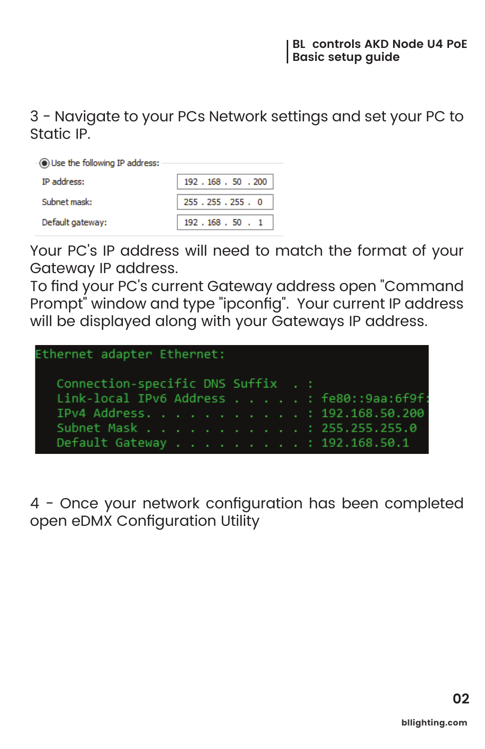3 - Navigate to your PCs Network settings and set your PC to Static IP.

Use the following IP address:

| | |
|---|---|
| IP address: | 192 . 168 . 50 . 200 |
| Subnet mask: | 255 . 255 . 255 . 0 |
| Default gateway: | 192 . 168 . 50 . 1 |

Your PC's IP address will need to match the format of your Gateway IP address.
To find your PC's current Gateway address open "Command Prompt" window and type "ipconfig". Your current IP address will be displayed along with your Gateways IP address.

```
Ethernet adapter Ethernet:

   Connection-specific DNS Suffix  . :
   Link-local IPv6 Address . . . . . : fe80::9aa:6f9f:
   IPv4 Address. . . . . . . . . . . : 192.168.50.200
   Subnet Mask . . . . . . . . . . . : 255.255.255.0
   Default Gateway . . . . . . . . . : 192.168.50.1
```

4 - Once your network configuration has been completed open eDMX Configuration Utility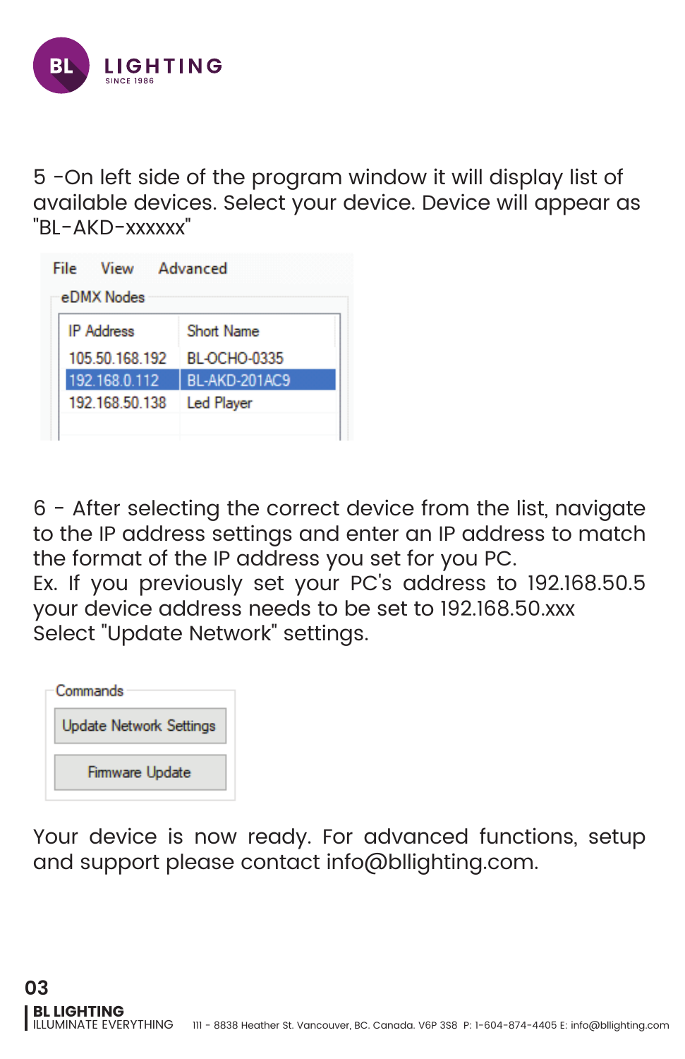5 -On left side of the program window it will display list of available devices. Select your device. Device will appear as "BL-AKD-xxxxxx"

File View Advanced

eDMX Nodes

| IP Address | Short Name |
|---|---|
| 105.50.168.192 | BL-OCHO-0335 |
| 192.168.0.112 | BL-AKD-201AC9 |
| 192.168.50.138 | Led Player |

6 - After selecting the correct device from the list, navigate to the IP address settings and enter an IP address to match the format of the IP address you set for you PC.
Ex. If you previously set your PC's address to 192.168.50.5 your device address needs to be set to 192.168.50.xxx
Select "Update Network" settings.

Commands

Update Network Settings

Firmware Update

Your device is now ready. For advanced functions, setup and support please contact info@bllighting.com.